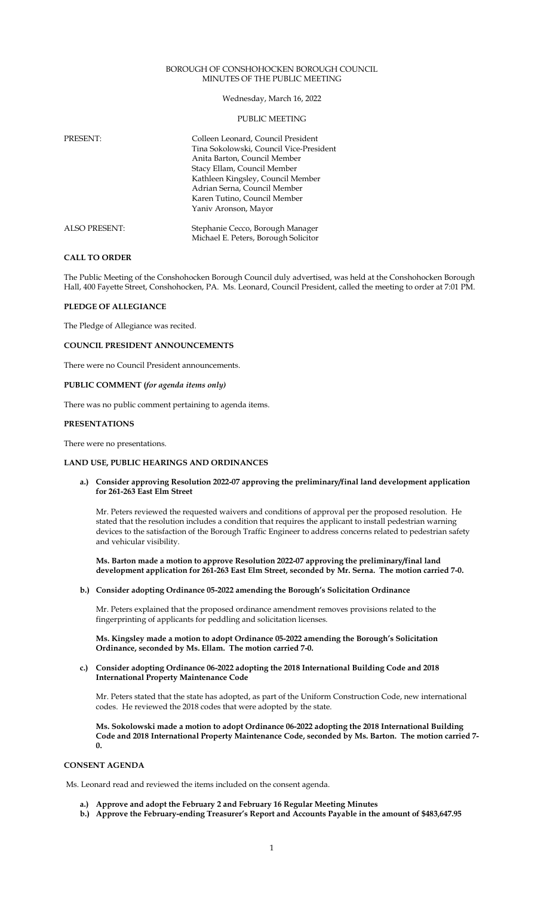BOROUGH OF CONSHOHOCKEN BOROUGH COUNCIL
MINUTES OF THE PUBLIC MEETING

Wednesday, March 16, 2022

PUBLIC MEETING

| | |
|---|---|
| PRESENT: | Colleen Leonard, Council President<br>Tina Sokolowski, Council Vice-President<br>Anita Barton, Council Member<br>Stacy Ellam, Council Member<br>Kathleen Kingsley, Council Member<br>Adrian Serna, Council Member<br>Karen Tutino, Council Member<br>Yaniv Aronson, Mayor |
| ALSO PRESENT: | Stephanie Cecco, Borough Manager<br>Michael E. Peters, Borough Solicitor |

**CALL TO ORDER**

The Public Meeting of the Conshohocken Borough Council duly advertised, was held at the Conshohocken Borough Hall, 400 Fayette Street, Conshohocken, PA. Ms. Leonard, Council President, called the meeting to order at 7:01 PM.

**PLEDGE OF ALLEGIANCE**

The Pledge of Allegiance was recited.

**COUNCIL PRESIDENT ANNOUNCEMENTS**

There were no Council President announcements.

**PUBLIC COMMENT (*for agenda items only*)**

There was no public comment pertaining to agenda items.

**PRESENTATIONS**

There were no presentations.

**LAND USE, PUBLIC HEARINGS AND ORDINANCES**

**a.) Consider approving Resolution 2022-07 approving the preliminary/final land development application for 261-263 East Elm Street**

Mr. Peters reviewed the requested waivers and conditions of approval per the proposed resolution. He stated that the resolution includes a condition that requires the applicant to install pedestrian warning devices to the satisfaction of the Borough Traffic Engineer to address concerns related to pedestrian safety and vehicular visibility.

**Ms. Barton made a motion to approve Resolution 2022-07 approving the preliminary/final land development application for 261-263 East Elm Street, seconded by Mr. Serna. The motion carried 7-0.**

**b.) Consider adopting Ordinance 05-2022 amending the Borough's Solicitation Ordinance**

Mr. Peters explained that the proposed ordinance amendment removes provisions related to the fingerprinting of applicants for peddling and solicitation licenses.

**Ms. Kingsley made a motion to adopt Ordinance 05-2022 amending the Borough's Solicitation Ordinance, seconded by Ms. Ellam. The motion carried 7-0.**

**c.) Consider adopting Ordinance 06-2022 adopting the 2018 International Building Code and 2018 International Property Maintenance Code**

Mr. Peters stated that the state has adopted, as part of the Uniform Construction Code, new international codes. He reviewed the 2018 codes that were adopted by the state.

**Ms. Sokolowski made a motion to adopt Ordinance 06-2022 adopting the 2018 International Building Code and 2018 International Property Maintenance Code, seconded by Ms. Barton. The motion carried 7-0.**

**CONSENT AGENDA**

Ms. Leonard read and reviewed the items included on the consent agenda.

- **a.) Approve and adopt the February 2 and February 16 Regular Meeting Minutes**
- **b.) Approve the February-ending Treasurer's Report and Accounts Payable in the amount of $483,647.95**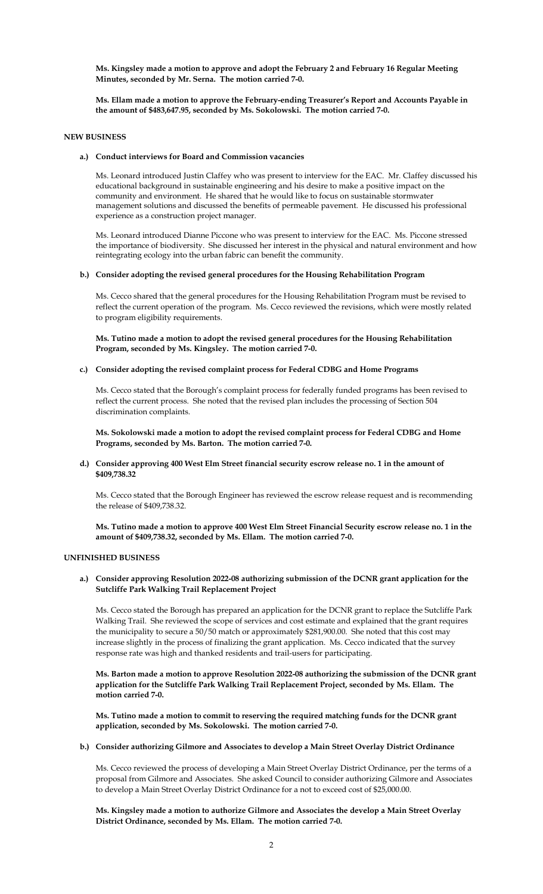**Ms. Kingsley made a motion to approve and adopt the February 2 and February 16 Regular Meeting Minutes, seconded by Mr. Serna. The motion carried 7-0.**

**Ms. Ellam made a motion to approve the February-ending Treasurer's Report and Accounts Payable in the amount of $483,647.95, seconded by Ms. Sokolowski. The motion carried 7-0.**

**NEW BUSINESS**

**a.) Conduct interviews for Board and Commission vacancies**

Ms. Leonard introduced Justin Claffey who was present to interview for the EAC. Mr. Claffey discussed his educational background in sustainable engineering and his desire to make a positive impact on the community and environment. He shared that he would like to focus on sustainable stormwater management solutions and discussed the benefits of permeable pavement. He discussed his professional experience as a construction project manager.

Ms. Leonard introduced Dianne Piccone who was present to interview for the EAC. Ms. Piccone stressed the importance of biodiversity. She discussed her interest in the physical and natural environment and how reintegrating ecology into the urban fabric can benefit the community.

**b.) Consider adopting the revised general procedures for the Housing Rehabilitation Program**

Ms. Cecco shared that the general procedures for the Housing Rehabilitation Program must be revised to reflect the current operation of the program. Ms. Cecco reviewed the revisions, which were mostly related to program eligibility requirements.

**Ms. Tutino made a motion to adopt the revised general procedures for the Housing Rehabilitation Program, seconded by Ms. Kingsley. The motion carried 7-0.**

**c.) Consider adopting the revised complaint process for Federal CDBG and Home Programs**

Ms. Cecco stated that the Borough's complaint process for federally funded programs has been revised to reflect the current process. She noted that the revised plan includes the processing of Section 504 discrimination complaints.

**Ms. Sokolowski made a motion to adopt the revised complaint process for Federal CDBG and Home Programs, seconded by Ms. Barton. The motion carried 7-0.**

**d.) Consider approving 400 West Elm Street financial security escrow release no. 1 in the amount of $409,738.32**

Ms. Cecco stated that the Borough Engineer has reviewed the escrow release request and is recommending the release of $409,738.32.

**Ms. Tutino made a motion to approve 400 West Elm Street Financial Security escrow release no. 1 in the amount of $409,738.32, seconded by Ms. Ellam. The motion carried 7-0.**

**UNFINISHED BUSINESS**

**a.) Consider approving Resolution 2022-08 authorizing submission of the DCNR grant application for the Sutcliffe Park Walking Trail Replacement Project**

Ms. Cecco stated the Borough has prepared an application for the DCNR grant to replace the Sutcliffe Park Walking Trail. She reviewed the scope of services and cost estimate and explained that the grant requires the municipality to secure a 50/50 match or approximately $281,900.00. She noted that this cost may increase slightly in the process of finalizing the grant application. Ms. Cecco indicated that the survey response rate was high and thanked residents and trail-users for participating.

**Ms. Barton made a motion to approve Resolution 2022-08 authorizing the submission of the DCNR grant application for the Sutcliffe Park Walking Trail Replacement Project, seconded by Ms. Ellam. The motion carried 7-0.**

**Ms. Tutino made a motion to commit to reserving the required matching funds for the DCNR grant application, seconded by Ms. Sokolowski. The motion carried 7-0.**

**b.) Consider authorizing Gilmore and Associates to develop a Main Street Overlay District Ordinance**

Ms. Cecco reviewed the process of developing a Main Street Overlay District Ordinance, per the terms of a proposal from Gilmore and Associates. She asked Council to consider authorizing Gilmore and Associates to develop a Main Street Overlay District Ordinance for a not to exceed cost of $25,000.00.

**Ms. Kingsley made a motion to authorize Gilmore and Associates the develop a Main Street Overlay District Ordinance, seconded by Ms. Ellam. The motion carried 7-0.**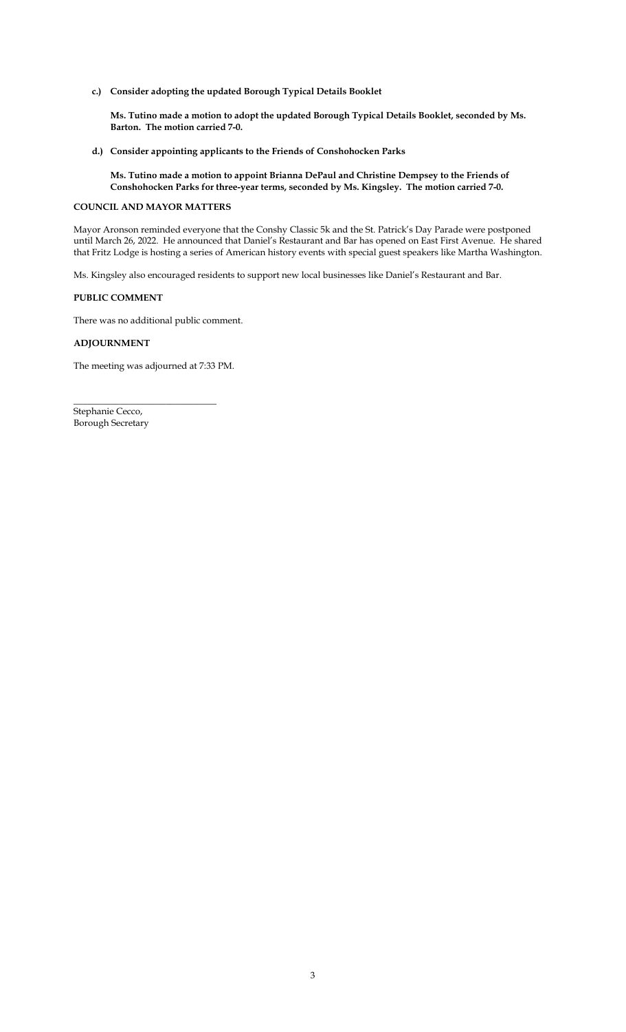**c.) Consider adopting the updated Borough Typical Details Booklet**

**Ms. Tutino made a motion to adopt the updated Borough Typical Details Booklet, seconded by Ms. Barton. The motion carried 7-0.**

**d.) Consider appointing applicants to the Friends of Conshohocken Parks**

**Ms. Tutino made a motion to appoint Brianna DePaul and Christine Dempsey to the Friends of Conshohocken Parks for three-year terms, seconded by Ms. Kingsley. The motion carried 7-0.**

**COUNCIL AND MAYOR MATTERS**

Mayor Aronson reminded everyone that the Conshy Classic 5k and the St. Patrick's Day Parade were postponed until March 26, 2022. He announced that Daniel's Restaurant and Bar has opened on East First Avenue. He shared that Fritz Lodge is hosting a series of American history events with special guest speakers like Martha Washington.

Ms. Kingsley also encouraged residents to support new local businesses like Daniel's Restaurant and Bar.

**PUBLIC COMMENT**

There was no additional public comment.

**ADJOURNMENT**

The meeting was adjourned at 7:33 PM.

\_\_\_\_\_\_\_\_\_\_\_\_\_\_\_\_\_\_\_\_\_\_\_\_\_\_\_\_\_\_

Stephanie Cecco,
Borough Secretary